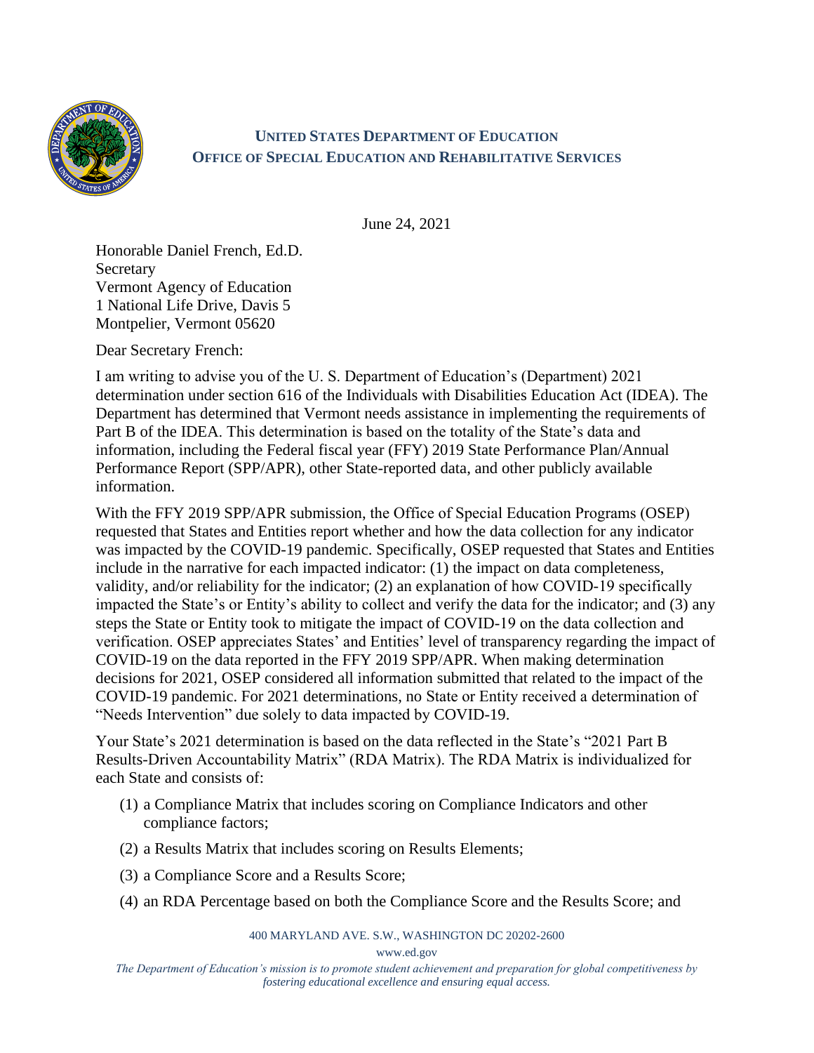**UNITED STATES DEPARTMENT OF EDUCATION**
**OFFICE OF SPECIAL EDUCATION AND REHABILITATIVE SERVICES**

June 24, 2021

Honorable Daniel French, Ed.D.
Secretary
Vermont Agency of Education
1 National Life Drive, Davis 5
Montpelier, Vermont 05620

Dear Secretary French:

I am writing to advise you of the U. S. Department of Education's (Department) 2021 determination under section 616 of the Individuals with Disabilities Education Act (IDEA). The Department has determined that Vermont needs assistance in implementing the requirements of Part B of the IDEA. This determination is based on the totality of the State's data and information, including the Federal fiscal year (FFY) 2019 State Performance Plan/Annual Performance Report (SPP/APR), other State-reported data, and other publicly available information.

With the FFY 2019 SPP/APR submission, the Office of Special Education Programs (OSEP) requested that States and Entities report whether and how the data collection for any indicator was impacted by the COVID-19 pandemic. Specifically, OSEP requested that States and Entities include in the narrative for each impacted indicator: (1) the impact on data completeness, validity, and/or reliability for the indicator; (2) an explanation of how COVID-19 specifically impacted the State's or Entity's ability to collect and verify the data for the indicator; and (3) any steps the State or Entity took to mitigate the impact of COVID-19 on the data collection and verification. OSEP appreciates States' and Entities' level of transparency regarding the impact of COVID-19 on the data reported in the FFY 2019 SPP/APR. When making determination decisions for 2021, OSEP considered all information submitted that related to the impact of the COVID-19 pandemic. For 2021 determinations, no State or Entity received a determination of "Needs Intervention" due solely to data impacted by COVID-19.

Your State's 2021 determination is based on the data reflected in the State's "2021 Part B Results-Driven Accountability Matrix" (RDA Matrix). The RDA Matrix is individualized for each State and consists of:

(1) a Compliance Matrix that includes scoring on Compliance Indicators and other compliance factors;

(2) a Results Matrix that includes scoring on Results Elements;

(3) a Compliance Score and a Results Score;

(4) an RDA Percentage based on both the Compliance Score and the Results Score; and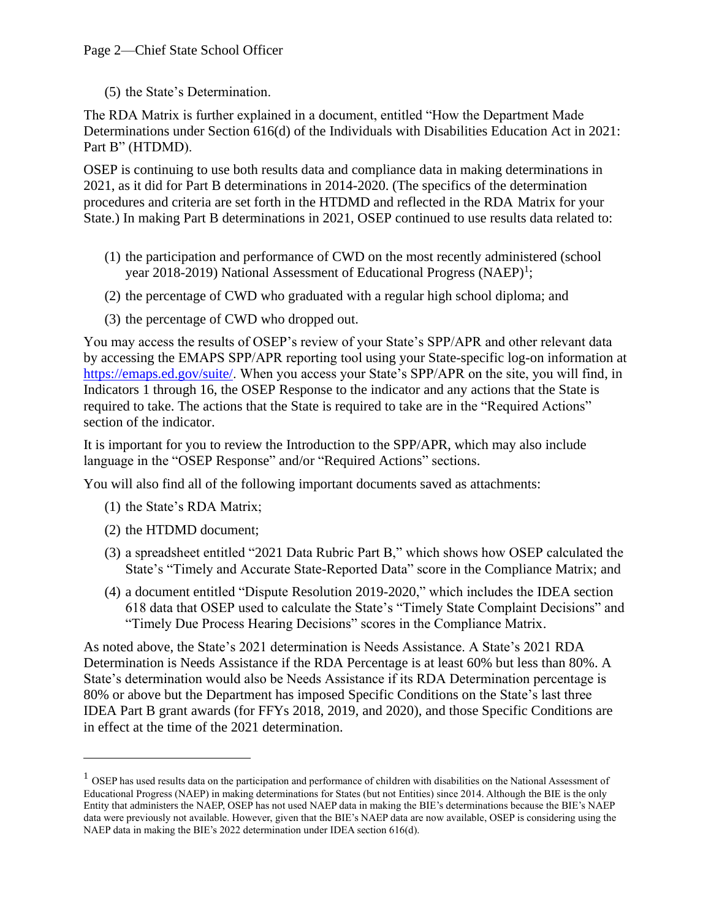(5) the State's Determination.

The RDA Matrix is further explained in a document, entitled "How the Department Made Determinations under Section 616(d) of the Individuals with Disabilities Education Act in 2021: Part B" (HTDMD).

OSEP is continuing to use both results data and compliance data in making determinations in 2021, as it did for Part B determinations in 2014-2020. (The specifics of the determination procedures and criteria are set forth in the HTDMD and reflected in the RDA Matrix for your State.) In making Part B determinations in 2021, OSEP continued to use results data related to:

(1) the participation and performance of CWD on the most recently administered (school year 2018-2019) National Assessment of Educational Progress (NAEP)[1];

(2) the percentage of CWD who graduated with a regular high school diploma; and

(3) the percentage of CWD who dropped out.

You may access the results of OSEP's review of your State's SPP/APR and other relevant data by accessing the EMAPS SPP/APR reporting tool using your State-specific log-on information at https://emaps.ed.gov/suite/. When you access your State's SPP/APR on the site, you will find, in Indicators 1 through 16, the OSEP Response to the indicator and any actions that the State is required to take. The actions that the State is required to take are in the "Required Actions" section of the indicator.

It is important for you to review the Introduction to the SPP/APR, which may also include language in the "OSEP Response" and/or "Required Actions" sections.

You will also find all of the following important documents saved as attachments:

(1) the State's RDA Matrix;

(2) the HTDMD document;

(3) a spreadsheet entitled "2021 Data Rubric Part B," which shows how OSEP calculated the State's "Timely and Accurate State-Reported Data" score in the Compliance Matrix; and

(4) a document entitled "Dispute Resolution 2019-2020," which includes the IDEA section 618 data that OSEP used to calculate the State's "Timely State Complaint Decisions" and "Timely Due Process Hearing Decisions" scores in the Compliance Matrix.

As noted above, the State's 2021 determination is Needs Assistance. A State's 2021 RDA Determination is Needs Assistance if the RDA Percentage is at least 60% but less than 80%. A State's determination would also be Needs Assistance if its RDA Determination percentage is 80% or above but the Department has imposed Specific Conditions on the State's last three IDEA Part B grant awards (for FFYs 2018, 2019, and 2020), and those Specific Conditions are in effect at the time of the 2021 determination.

---

[1] OSEP has used results data on the participation and performance of children with disabilities on the National Assessment of Educational Progress (NAEP) in making determinations for States (but not Entities) since 2014. Although the BIE is the only Entity that administers the NAEP, OSEP has not used NAEP data in making the BIE's determinations because the BIE's NAEP data were previously not available. However, given that the BIE's NAEP data are now available, OSEP is considering using the NAEP data in making the BIE's 2022 determination under IDEA section 616(d).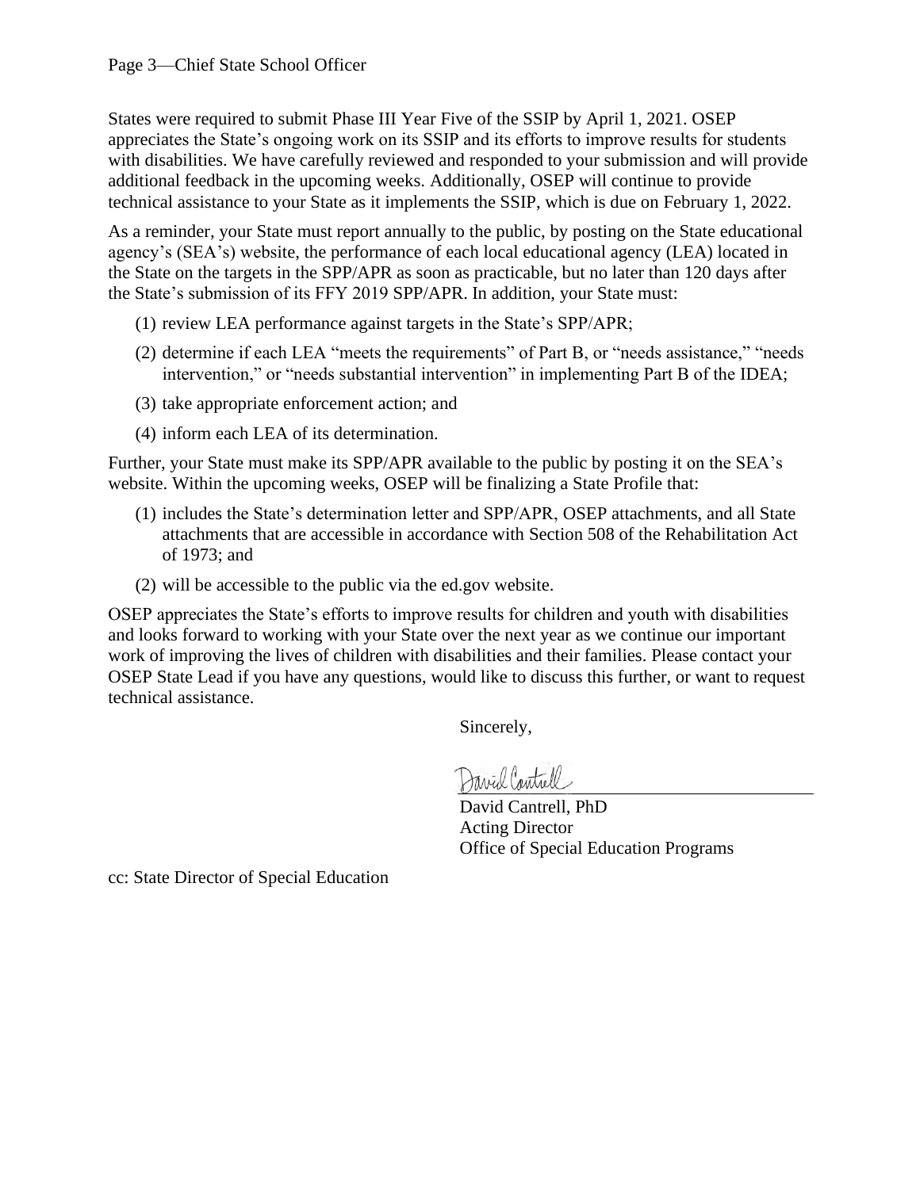States were required to submit Phase III Year Five of the SSIP by April 1, 2021. OSEP appreciates the State's ongoing work on its SSIP and its efforts to improve results for students with disabilities. We have carefully reviewed and responded to your submission and will provide additional feedback in the upcoming weeks. Additionally, OSEP will continue to provide technical assistance to your State as it implements the SSIP, which is due on February 1, 2022.

As a reminder, your State must report annually to the public, by posting on the State educational agency's (SEA's) website, the performance of each local educational agency (LEA) located in the State on the targets in the SPP/APR as soon as practicable, but no later than 120 days after the State's submission of its FFY 2019 SPP/APR. In addition, your State must:

(1) review LEA performance against targets in the State's SPP/APR;

(2) determine if each LEA "meets the requirements" of Part B, or "needs assistance," "needs intervention," or "needs substantial intervention" in implementing Part B of the IDEA;

(3) take appropriate enforcement action; and

(4) inform each LEA of its determination.

Further, your State must make its SPP/APR available to the public by posting it on the SEA's website. Within the upcoming weeks, OSEP will be finalizing a State Profile that:

(1) includes the State's determination letter and SPP/APR, OSEP attachments, and all State attachments that are accessible in accordance with Section 508 of the Rehabilitation Act of 1973; and

(2) will be accessible to the public via the ed.gov website.

OSEP appreciates the State's efforts to improve results for children and youth with disabilities and looks forward to working with your State over the next year as we continue our important work of improving the lives of children with disabilities and their families. Please contact your OSEP State Lead if you have any questions, would like to discuss this further, or want to request technical assistance.

Sincerely,

David Cantrell

David Cantrell, PhD
Acting Director
Office of Special Education Programs

cc: State Director of Special Education